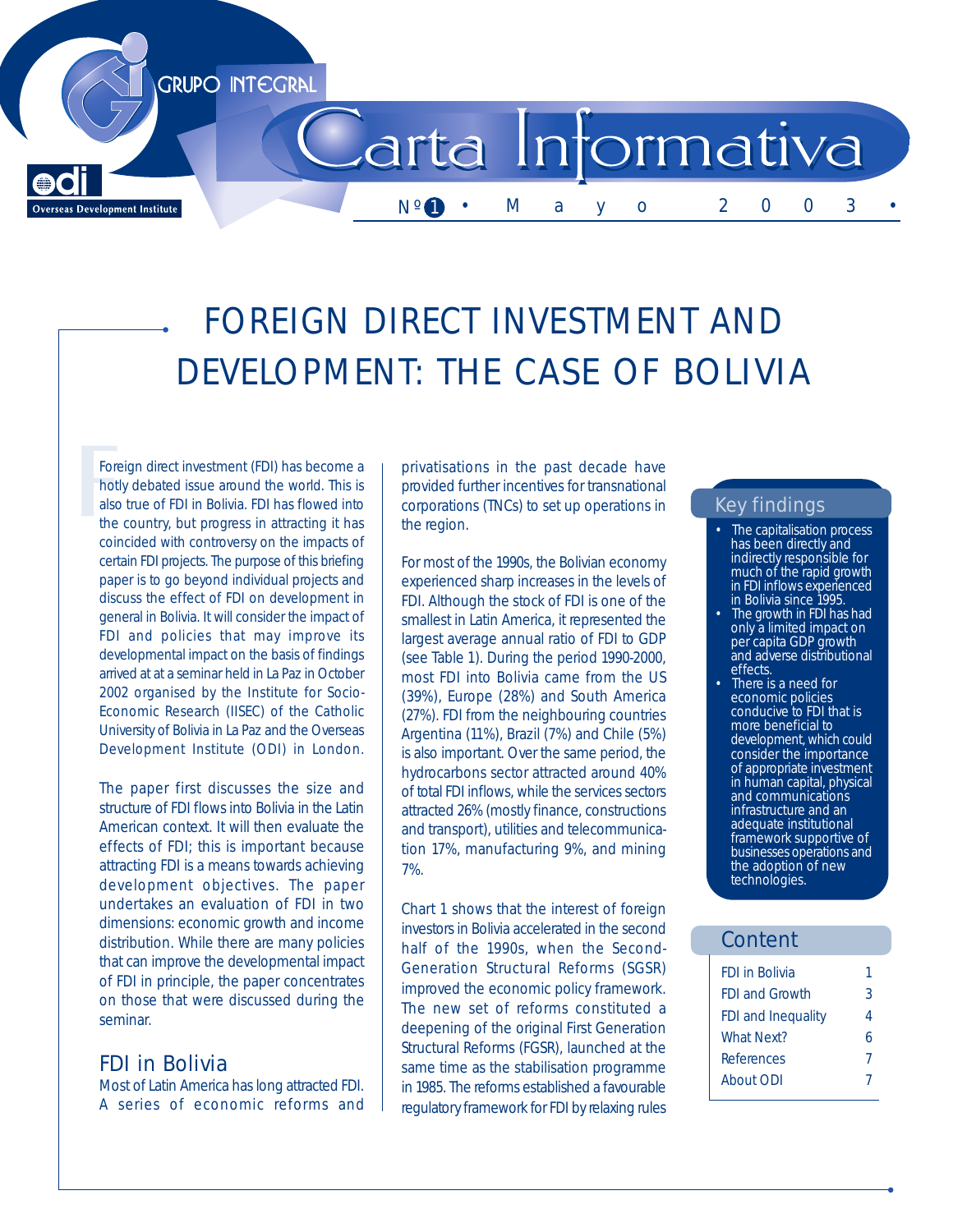GRUPO INTEGRAL

odi Overseas Development Institute

Carta Informativa

Nº 1 • Mayo 2003 •

# FOREIGN DIRECT INVESTMENT AND DEVELOPMENT: THE CASE OF BOLIVIA

Foreign direct investment (FDI) has become a hotly debated issue around the world. This is also true of FDI in Bolivia. FDI has flowed into the country, but progress in attracting it has coincided with controversy on the impacts of certain FDI projects. The purpose of this briefing paper is to go beyond individual projects and discuss the effect of FDI on development in general in Bolivia. It will consider the impact of FDI and policies that may improve its developmental impact on the basis of findings arrived at at a seminar held in La Paz in October 2002 organised by the Institute for Socio-Economic Research (IISEC) of the Catholic University of Bolivia in La Paz and the Overseas Development Institute (ODI) in London.

The paper first discusses the size and structure of FDI flows into Bolivia in the Latin American context. It will then evaluate the effects of FDI; this is important because attracting FDI is a means towards achieving development objectives. The paper undertakes an evaluation of FDI in two dimensions: economic growth and income distribution. While there are many policies that can improve the developmental impact of FDI in principle, the paper concentrates on those that were discussed during the seminar.

## FDI in Bolivia

Most of Latin America has long attracted FDI. A series of economic reforms and privatisations in the past decade have provided further incentives for transnational corporations (TNCs) to set up operations in the region.

For most of the 1990s, the Bolivian economy experienced sharp increases in the levels of FDI. Although the stock of FDI is one of the smallest in Latin America, it represented the largest average annual ratio of FDI to GDP (see Table 1). During the period 1990-2000, most FDI into Bolivia came from the US (39%), Europe (28%) and South America (27%). FDI from the neighbouring countries Argentina (11%), Brazil (7%) and Chile (5%) is also important. Over the same period, the hydrocarbons sector attracted around 40% of total FDI inflows, while the services sectors attracted 26% (mostly finance, constructions and transport), utilities and telecommunication 17%, manufacturing 9%, and mining 7%.

Chart 1 shows that the interest of foreign investors in Bolivia accelerated in the second half of the 1990s, when the Second-Generation Structural Reforms (SGSR) improved the economic policy framework. The new set of reforms constituted a deepening of the original First Generation Structural Reforms (FGSR), launched at the same time as the stabilisation programme in 1985. The reforms established a favourable regulatory framework for FDI by relaxing rules

### Key findings

- The capitalisation process has been directly and indirectly responsible for much of the rapid growth in FDI inflows experienced in Bolivia since 1995.
- The growth in FDI has had only a limited impact on per capita GDP growth and adverse distributional effects.
- There is a need for economic policies conducive to FDI that is more beneficial to development, which could consider the importance of appropriate investment in human capital, physical and communications infrastructure and an adequate institutional framework supportive of businesses operations and the adoption of new technologies.

### Content

| | |
|---|---|
| FDI in Bolivia | 1 |
| FDI and Growth | 3 |
| FDI and Inequality | 4 |
| What Next? | 6 |
| References | 7 |
| About ODI | 7 |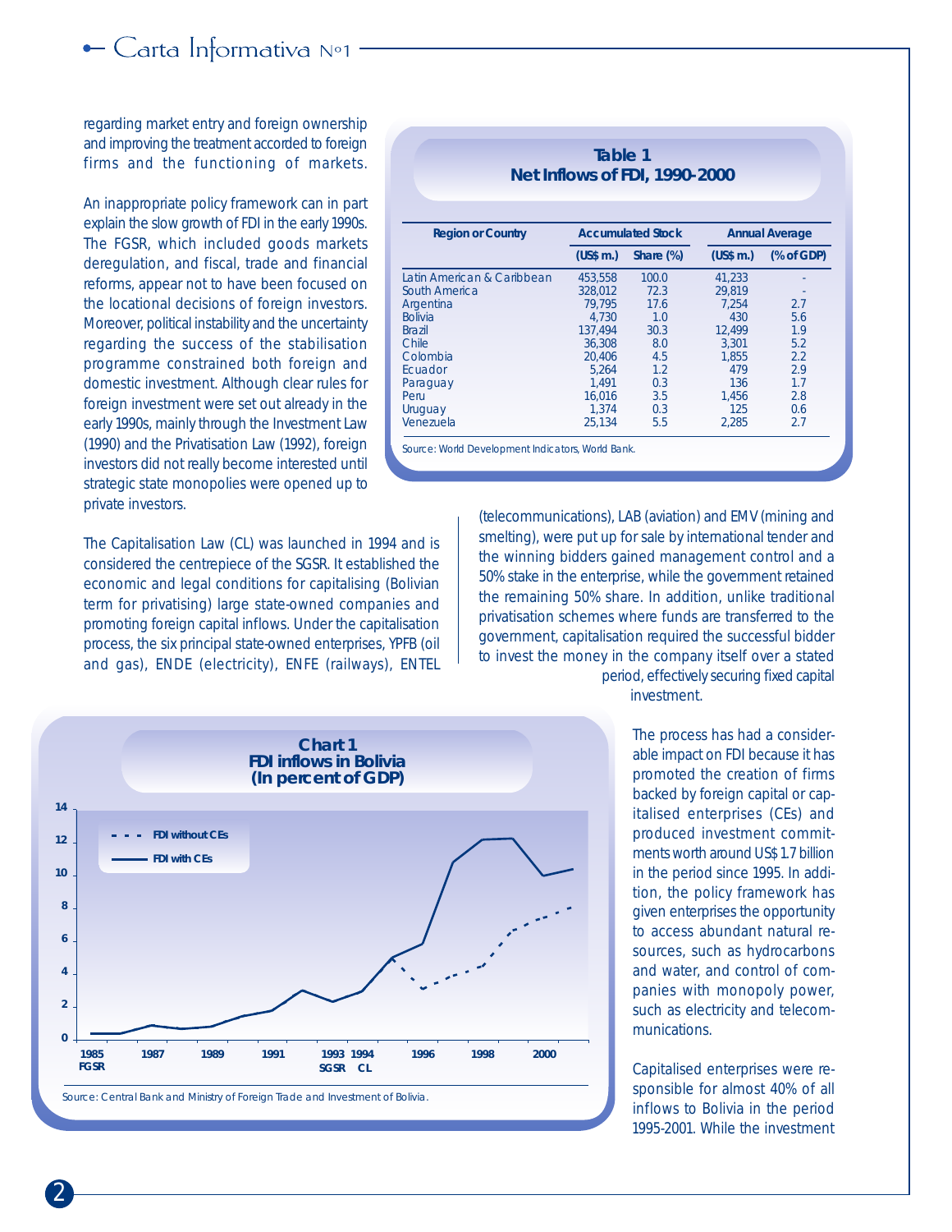regarding market entry and foreign ownership and improving the treatment accorded to foreign firms and the functioning of markets.

An inappropriate policy framework can in part explain the slow growth of FDI in the early 1990s. The FGSR, which included goods markets deregulation, and fiscal, trade and financial reforms, appear not to have been focused on the locational decisions of foreign investors. Moreover, political instability and the uncertainty regarding the success of the stabilisation programme constrained both foreign and domestic investment. Although clear rules for foreign investment were set out already in the early 1990s, mainly through the Investment Law (1990) and the Privatisation Law (1992), foreign investors did not really become interested until strategic state monopolies were opened up to private investors.

**Table 1**
**Net Inflows of FDI, 1990-2000**

| Region or Country | Accumulated Stock | | Annual Average | |
|---|---|---|---|---|
| | (US$ m.) | Share (%) | (US$ m.) | (% of GDP) |
| Latin American & Caribbean | 453,558 | 100.0 | 41,233 | - |
| South America | 328,012 | 72.3 | 29,819 | - |
| Argentina | 79,795 | 17.6 | 7,254 | 2.7 |
| Bolivia | 4,730 | 1.0 | 430 | 5.6 |
| Brazil | 137,494 | 30.3 | 12,499 | 1.9 |
| Chile | 36,308 | 8.0 | 3,301 | 5.2 |
| Colombia | 20,406 | 4.5 | 1,855 | 2.2 |
| Ecuador | 5,264 | 1.2 | 479 | 2.9 |
| Paraguay | 1,491 | 0.3 | 136 | 1.7 |
| Peru | 16,016 | 3.5 | 1,456 | 2.8 |
| Uruguay | 1,374 | 0.3 | 125 | 0.6 |
| Venezuela | 25,134 | 5.5 | 2,285 | 2.7 |

Source: World Development Indicators, World Bank.

The Capitalisation Law (CL) was launched in 1994 and is considered the centrepiece of the SGSR. It established the economic and legal conditions for capitalising (Bolivian term for privatising) large state-owned companies and promoting foreign capital inflows. Under the capitalisation process, the six principal state-owned enterprises, YPFB (oil and gas), ENDE (electricity), ENFE (railways), ENTEL (telecommunications), LAB (aviation) and EMV (mining and smelting), were put up for sale by international tender and the winning bidders gained management control and a 50% stake in the enterprise, while the government retained the remaining 50% share. In addition, unlike traditional privatisation schemes where funds are transferred to the government, capitalisation required the successful bidder to invest the money in the company itself over a stated period, effectively securing fixed capital investment.

**Chart 1**
**FDI inflows in Bolivia**
**(In percent of GDP)**

Source: Central Bank and Ministry of Foreign Trade and Investment of Bolivia.

The process has had a considerable impact on FDI because it has promoted the creation of firms backed by foreign capital or capitalised enterprises (CEs) and produced investment commitments worth around US$ 1.7 billion in the period since 1995. In addition, the policy framework has given enterprises the opportunity to access abundant natural resources, such as hydrocarbons and water, and control of companies with monopoly power, such as electricity and telecommunications.

Capitalised enterprises were responsible for almost 40% of all inflows to Bolivia in the period 1995-2001. While the investment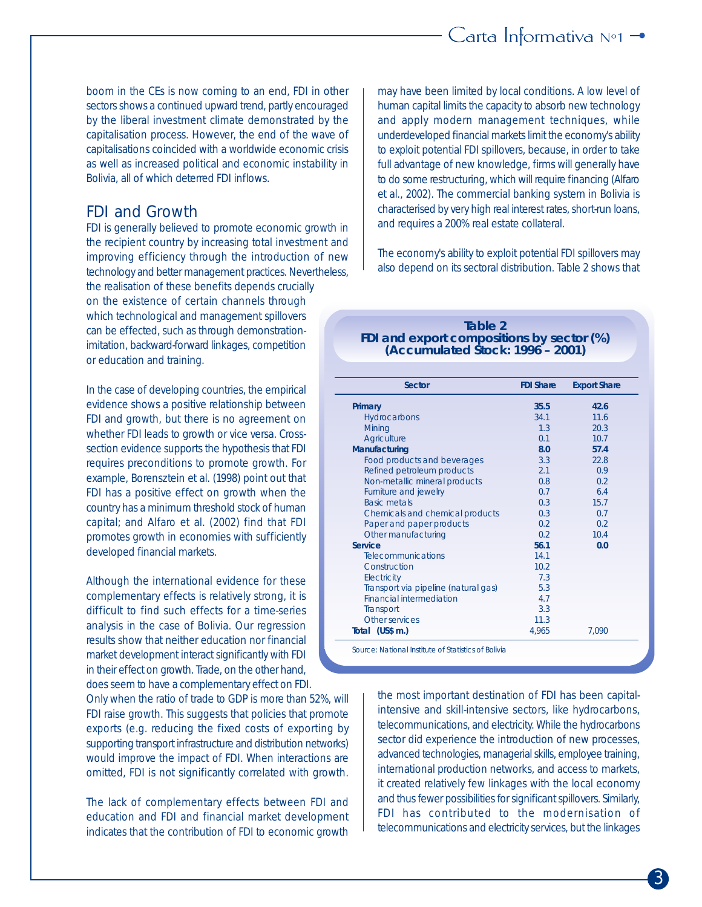boom in the CEs is now coming to an end, FDI in other sectors shows a continued upward trend, partly encouraged by the liberal investment climate demonstrated by the capitalisation process. However, the end of the wave of capitalisations coincided with a worldwide economic crisis as well as increased political and economic instability in Bolivia, all of which deterred FDI inflows.

## FDI and Growth

FDI is generally believed to promote economic growth in the recipient country by increasing total investment and improving efficiency through the introduction of new technology and better management practices. Nevertheless, the realisation of these benefits depends crucially on the existence of certain channels through which technological and management spillovers can be effected, such as through demonstration-imitation, backward-forward linkages, competition or education and training.

In the case of developing countries, the empirical evidence shows a positive relationship between FDI and growth, but there is no agreement on whether FDI leads to growth or vice versa. Cross-section evidence supports the hypothesis that FDI requires preconditions to promote growth. For example, Borensztein et al. (1998) point out that FDI has a positive effect on growth when the country has a minimum threshold stock of human capital; and Alfaro et al. (2002) find that FDI promotes growth in economies with sufficiently developed financial markets.

Although the international evidence for these complementary effects is relatively strong, it is difficult to find such effects for a time-series analysis in the case of Bolivia. Our regression results show that neither education nor financial market development interact significantly with FDI in their effect on growth. Trade, on the other hand, does seem to have a complementary effect on FDI. Only when the ratio of trade to GDP is more than 52%, will FDI raise growth. This suggests that policies that promote exports (e.g. reducing the fixed costs of exporting by supporting transport infrastructure and distribution networks) would improve the impact of FDI. When interactions are omitted, FDI is not significantly correlated with growth.

The lack of complementary effects between FDI and education and FDI and financial market development indicates that the contribution of FDI to economic growth may have been limited by local conditions. A low level of human capital limits the capacity to absorb new technology and apply modern management techniques, while underdeveloped financial markets limit the economy's ability to exploit potential FDI spillovers, because, in order to take full advantage of new knowledge, firms will generally have to do some restructuring, which will require financing (Alfaro et al., 2002). The commercial banking system in Bolivia is characterised by very high real interest rates, short-run loans, and requires a 200% real estate collateral.

The economy's ability to exploit potential FDI spillovers may also depend on its sectoral distribution. Table 2 shows that the most important destination of FDI has been capital-intensive and skill-intensive sectors, like hydrocarbons, telecommunications, and electricity. While the hydrocarbons sector did experience the introduction of new processes, advanced technologies, managerial skills, employee training, international production networks, and access to markets, it created relatively few linkages with the local economy and thus fewer possibilities for significant spillovers. Similarly, FDI has contributed to the modernisation of telecommunications and electricity services, but the linkages

**Table 2**
**FDI and export compositions by sector (%)**
**(Accumulated Stock: 1996 – 2001)**

| Sector | FDI Share | Export Share |
|---|---|---|
| **Primary** | **35.5** | **42.6** |
| Hydrocarbons | 34.1 | 11.6 |
| Mining | 1.3 | 20.3 |
| Agriculture | 0.1 | 10.7 |
| **Manufacturing** | **8.0** | **57.4** |
| Food products and beverages | 3.3 | 22.8 |
| Refined petroleum products | 2.1 | 0.9 |
| Non-metallic mineral products | 0.8 | 0.2 |
| Furniture and jewelry | 0.7 | 6.4 |
| Basic metals | 0.3 | 15.7 |
| Chemicals and chemical products | 0.3 | 0.7 |
| Paper and paper products | 0.2 | 0.2 |
| Other manufacturing | 0.2 | 10.4 |
| **Service** | **56.1** | **0.0** |
| Telecommunications | 14.1 | |
| Construction | 10.2 | |
| Electricity | 7.3 | |
| Transport via pipeline (natural gas) | 5.3 | |
| Financial intermediation | 4.7 | |
| Transport | 3.3 | |
| Other services | 11.3 | |
| **Total (US$ m.)** | 4,965 | 7,090 |

Source: National Institute of Statistics of Bolivia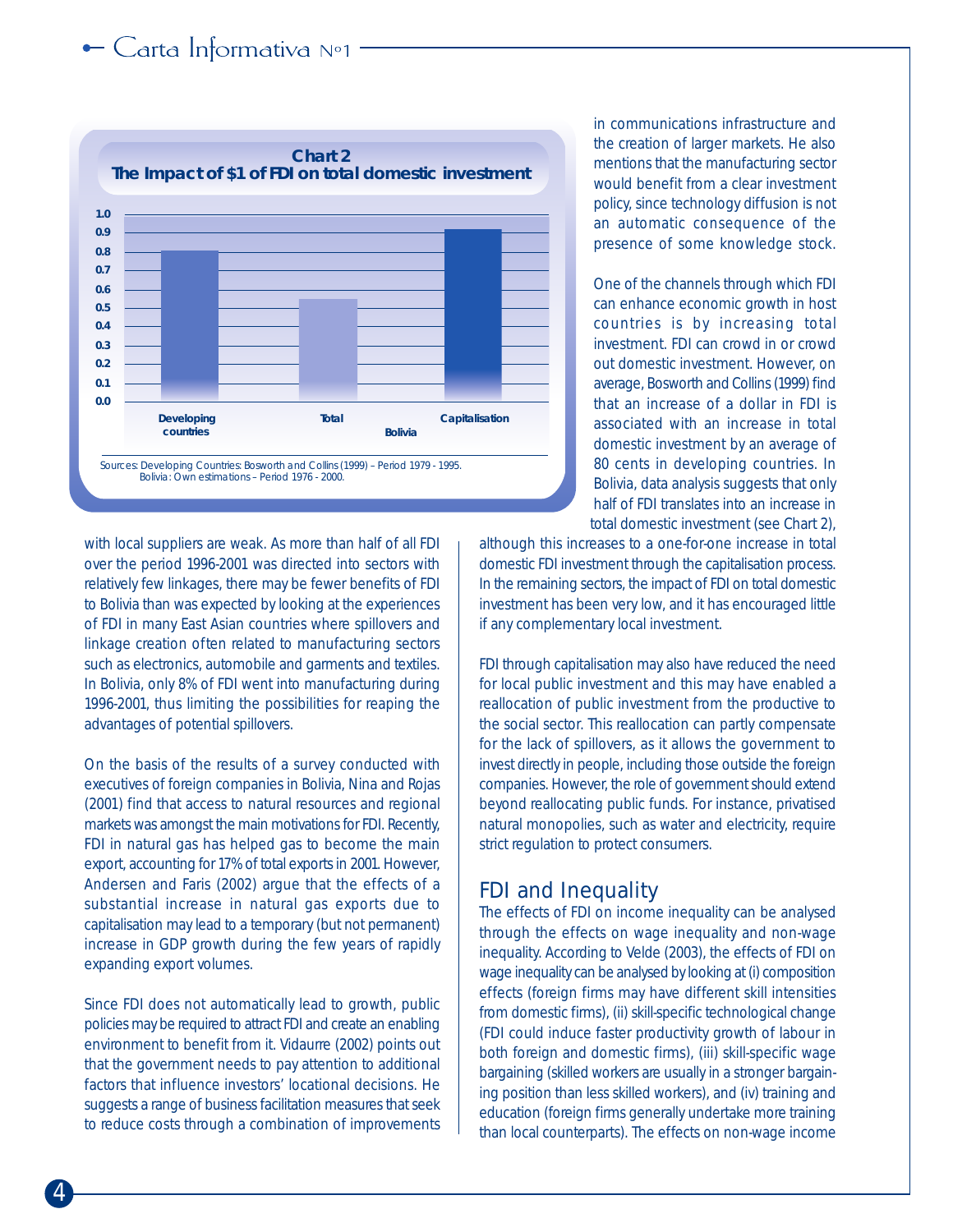**Chart 2**
**The Impact of $1 of FDI on total domestic investment**

| | Developing countries | Bolivia: Total | Bolivia: Capitalisation |
|---|---|---|---|
| Impact | 0.8 | 0.55 | 0.92 |

Sources: Developing Countries: Bosworth and Collins (1999) – Period 1979 - 1995.
Bolivia: Own estimations – Period 1976 - 2000.

with local suppliers are weak. As more than half of all FDI over the period 1996-2001 was directed into sectors with relatively few linkages, there may be fewer benefits of FDI to Bolivia than was expected by looking at the experiences of FDI in many East Asian countries where spillovers and linkage creation often related to manufacturing sectors such as electronics, automobile and garments and textiles. In Bolivia, only 8% of FDI went into manufacturing during 1996-2001, thus limiting the possibilities for reaping the advantages of potential spillovers.

On the basis of the results of a survey conducted with executives of foreign companies in Bolivia, Nina and Rojas (2001) find that access to natural resources and regional markets was amongst the main motivations for FDI. Recently, FDI in natural gas has helped gas to become the main export, accounting for 17% of total exports in 2001. However, Andersen and Faris (2002) argue that the effects of a substantial increase in natural gas exports due to capitalisation may lead to a temporary (but not permanent) increase in GDP growth during the few years of rapidly expanding export volumes.

Since FDI does not automatically lead to growth, public policies may be required to attract FDI and create an enabling environment to benefit from it. Vidaurre (2002) points out that the government needs to pay attention to additional factors that influence investors' locational decisions. He suggests a range of business facilitation measures that seek to reduce costs through a combination of improvements in communications infrastructure and the creation of larger markets. He also mentions that the manufacturing sector would benefit from a clear investment policy, since technology diffusion is not an automatic consequence of the presence of some knowledge stock.

One of the channels through which FDI can enhance economic growth in host countries is by increasing total investment. FDI can crowd in or crowd out domestic investment. However, on average, Bosworth and Collins (1999) find that an increase of a dollar in FDI is associated with an increase in total domestic investment by an average of 80 cents in developing countries. In Bolivia, data analysis suggests that only half of FDI translates into an increase in total domestic investment (see Chart 2), although this increases to a one-for-one increase in total domestic FDI investment through the capitalisation process. In the remaining sectors, the impact of FDI on total domestic investment has been very low, and it has encouraged little if any complementary local investment.

FDI through capitalisation may also have reduced the need for local public investment and this may have enabled a reallocation of public investment from the productive to the social sector. This reallocation can partly compensate for the lack of spillovers, as it allows the government to invest directly in people, including those outside the foreign companies. However, the role of government should extend beyond reallocating public funds. For instance, privatised natural monopolies, such as water and electricity, require strict regulation to protect consumers.

## FDI and Inequality

The effects of FDI on income inequality can be analysed through the effects on wage inequality and non-wage inequality. According to Velde (2003), the effects of FDI on wage inequality can be analysed by looking at (i) composition effects (foreign firms may have different skill intensities from domestic firms), (ii) skill-specific technological change (FDI could induce faster productivity growth of labour in both foreign and domestic firms), (iii) skill-specific wage bargaining (skilled workers are usually in a stronger bargaining position than less skilled workers), and (iv) training and education (foreign firms generally undertake more training than local counterparts). The effects on non-wage income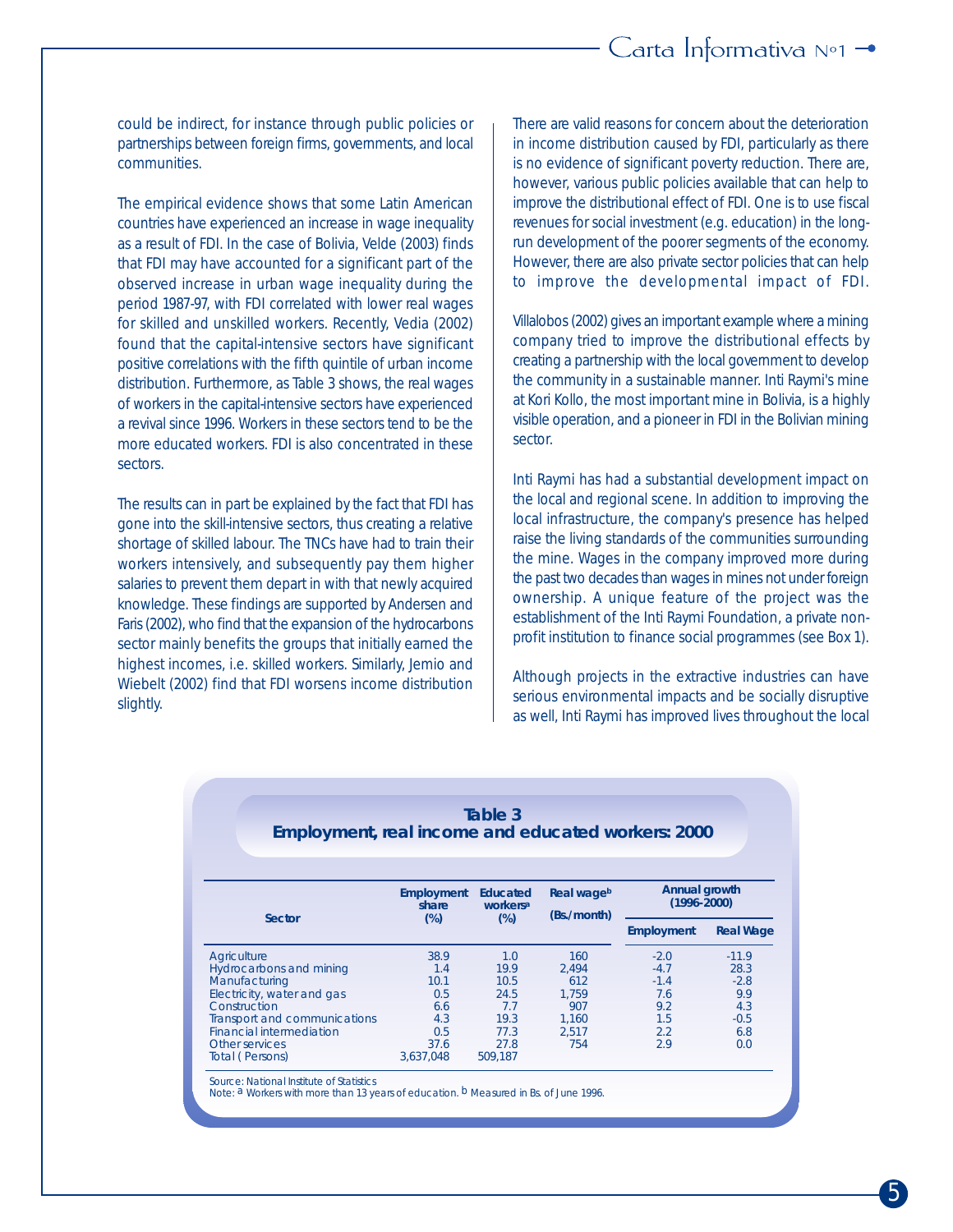could be indirect, for instance through public policies or partnerships between foreign firms, governments, and local communities.

The empirical evidence shows that some Latin American countries have experienced an increase in wage inequality as a result of FDI. In the case of Bolivia, Velde (2003) finds that FDI may have accounted for a significant part of the observed increase in urban wage inequality during the period 1987-97, with FDI correlated with lower real wages for skilled and unskilled workers. Recently, Vedia (2002) found that the capital-intensive sectors have significant positive correlations with the fifth quintile of urban income distribution. Furthermore, as Table 3 shows, the real wages of workers in the capital-intensive sectors have experienced a revival since 1996. Workers in these sectors tend to be the more educated workers. FDI is also concentrated in these sectors.

The results can in part be explained by the fact that FDI has gone into the skill-intensive sectors, thus creating a relative shortage of skilled labour. The TNCs have had to train their workers intensively, and subsequently pay them higher salaries to prevent them depart in with that newly acquired knowledge. These findings are supported by Andersen and Faris (2002), who find that the expansion of the hydrocarbons sector mainly benefits the groups that initially earned the highest incomes, i.e. skilled workers. Similarly, Jemio and Wiebelt (2002) find that FDI worsens income distribution slightly.

There are valid reasons for concern about the deterioration in income distribution caused by FDI, particularly as there is no evidence of significant poverty reduction. There are, however, various public policies available that can help to improve the distributional effect of FDI. One is to use fiscal revenues for social investment (e.g. education) in the long-run development of the poorer segments of the economy. However, there are also private sector policies that can help to improve the developmental impact of FDI.

Villalobos (2002) gives an important example where a mining company tried to improve the distributional effects by creating a partnership with the local government to develop the community in a sustainable manner. Inti Raymi's mine at Kori Kollo, the most important mine in Bolivia, is a highly visible operation, and a pioneer in FDI in the Bolivian mining sector.

Inti Raymi has had a substantial development impact on the local and regional scene. In addition to improving the local infrastructure, the company's presence has helped raise the living standards of the communities surrounding the mine. Wages in the company improved more during the past two decades than wages in mines not under foreign ownership. A unique feature of the project was the establishment of the Inti Raymi Foundation, a private non-profit institution to finance social programmes (see Box 1).

Although projects in the extractive industries can have serious environmental impacts and be socially disruptive as well, Inti Raymi has improved lives throughout the local

**Table 3**
**Employment, real income and educated workers: 2000**

| Sector | Employment share (%) | Educated workers[a] (%) | Real wage[b] (Bs./month) | Annual growth (1996-2000) | |
|---|---|---|---|---|---|
| | | | | Employment | Real Wage |
| Agriculture | 38.9 | 1.0 | 160 | -2.0 | -11.9 |
| Hydrocarbons and mining | 1.4 | 19.9 | 2,494 | -4.7 | 28.3 |
| Manufacturing | 10.1 | 10.5 | 612 | -1.4 | -2.8 |
| Electricity, water and gas | 0.5 | 24.5 | 1,759 | 7.6 | 9.9 |
| Construction | 6.6 | 7.7 | 907 | 9.2 | 4.3 |
| Transport and communications | 4.3 | 19.3 | 1,160 | 1.5 | -0.5 |
| Financial intermediation | 0.5 | 77.3 | 2,517 | 2.2 | 6.8 |
| Other services | 37.6 | 27.8 | 754 | 2.9 | 0.0 |
| Total ( Persons) | 3,637,048 | 509,187 | | | |

Source: National Institute of Statistics
Note: [a] Workers with more than 13 years of education. [b] Measured in Bs. of June 1996.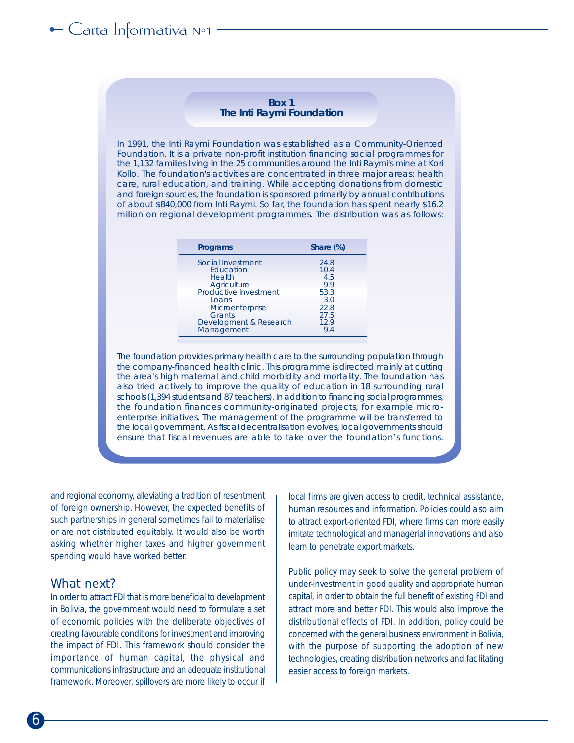### Box 1
### The Inti Raymi Foundation

In 1991, the Inti Raymi Foundation was established as a Community-Oriented Foundation. It is a private non-profit institution financing social programmes for the 1,132 families living in the 25 communities around the Inti Raymi's mine at Kori Kollo. The foundation's activities are concentrated in three major areas: health care, rural education, and training. While accepting donations from domestic and foreign sources, the foundation is sponsored primarily by annual contributions of about $840,000 from Inti Raymi. So far, the foundation has spent nearly $16.2 million on regional development programmes. The distribution was as follows:

| Programs | Share (%) |
|---|---|
| Social Investment | 24.8 |
| Education | 10.4 |
| Health | 4.5 |
| Agriculture | 9.9 |
| Productive Investment | 53.3 |
| Loans | 3.0 |
| Microenterprise | 22.8 |
| Grants | 27.5 |
| Development & Research | 12.9 |
| Management | 9.4 |

The foundation provides primary health care to the surrounding population through the company-financed health clinic. This programme is directed mainly at cutting the area's high maternal and child morbidity and mortality. The foundation has also tried actively to improve the quality of education in 18 surrounding rural schools (1,394 students and 87 teachers). In addition to financing social programmes, the foundation finances community-originated projects, for example micro-enterprise initiatives. The management of the programme will be transferred to the local government. As fiscal decentralisation evolves, local governments should ensure that fiscal revenues are able to take over the foundation's functions.

and regional economy, alleviating a tradition of resentment of foreign ownership. However, the expected benefits of such partnerships in general sometimes fail to materialise or are not distributed equitably. It would also be worth asking whether higher taxes and higher government spending would have worked better.

## What next?

In order to attract FDI that is more beneficial to development in Bolivia, the government would need to formulate a set of economic policies with the deliberate objectives of creating favourable conditions for investment and improving the impact of FDI. This framework should consider the importance of human capital, the physical and communications infrastructure and an adequate institutional framework. Moreover, spillovers are more likely to occur if local firms are given access to credit, technical assistance, human resources and information. Policies could also aim to attract export-oriented FDI, where firms can more easily imitate technological and managerial innovations and also learn to penetrate export markets.

Public policy may seek to solve the general problem of under-investment in good quality and appropriate human capital, in order to obtain the full benefit of existing FDI and attract more and better FDI. This would also improve the distributional effects of FDI. In addition, policy could be concerned with the general business environment in Bolivia, with the purpose of supporting the adoption of new technologies, creating distribution networks and facilitating easier access to foreign markets.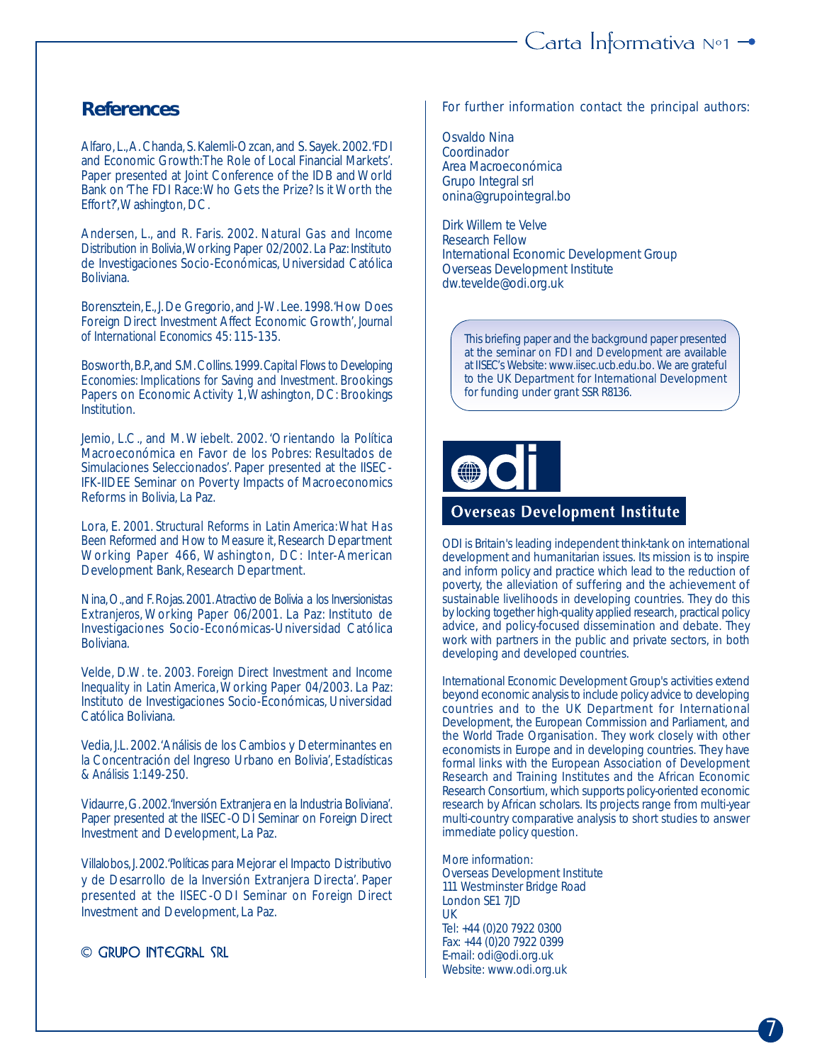## References

Alfaro, L., A. Chanda, S. Kalemli-Ozcan, and S. Sayek. 2002. 'FDI and Economic Growth: The Role of Local Financial Markets'. Paper presented at Joint Conference of the IDB and World Bank on 'The FDI Race: Who Gets the Prize? Is it Worth the Effort?', Washington, DC.

Andersen, L., and R. Faris. 2002. *Natural Gas and Income Distribution in Bolivia*, Working Paper 02/2002. La Paz: Instituto de Investigaciones Socio-Económicas, Universidad Católica Boliviana.

Borensztein, E., J. De Gregorio, and J-W. Lee. 1998. 'How Does Foreign Direct Investment Affect Economic Growth', *Journal of International Economics* 45: 115-135.

Bosworth, B.P., and S.M. Collins. 1999. *Capital Flows to Developing Economies: Implications for Saving and Investment*. Brookings Papers on Economic Activity 1, Washington, DC: Brookings Institution.

Jemio, L.C., and M. Wiebelt. 2002. 'Orientando la Política Macroeconómica en Favor de los Pobres: Resultados de Simulaciones Seleccionados'. Paper presented at the IISEC-IFK-IIDEE Seminar on Poverty Impacts of Macroeconomics Reforms in Bolivia, La Paz.

Lora, E. 2001. *Structural Reforms in Latin America: What Has Been Reformed and How to Measure it*, Research Department Working Paper 466, Washington, DC: Inter-American Development Bank, Research Department.

Nina, O., and F. Rojas. 2001. *Atractivo de Bolivia a los Inversionistas Extranjeros*, Working Paper 06/2001. La Paz: Instituto de Investigaciones Socio-Económicas-Universidad Católica Boliviana.

Velde, D.W. te. 2003. *Foreign Direct Investment and Income Inequality in Latin America*, Working Paper 04/2003. La Paz: Instituto de Investigaciones Socio-Económicas, Universidad Católica Boliviana.

Vedia, J.L. 2002. 'Análisis de los Cambios y Determinantes en la Concentración del Ingreso Urbano en Bolivia', *Estadísticas & Análisis* 1:149-250.

Vidaurre, G. 2002. 'Inversión Extranjera en la Industria Boliviana'. Paper presented at the IISEC-ODI Seminar on Foreign Direct Investment and Development, La Paz.

Villalobos, J. 2002. 'Políticas para Mejorar el Impacto Distributivo y de Desarrollo de la Inversión Extranjera Directa'. Paper presented at the IISEC-ODI Seminar on Foreign Direct Investment and Development, La Paz.

© GRUPO INTEGRAL SRL

For further information contact the principal authors:

Osvaldo Nina
Coordinador
Area Macroeconómica
Grupo Integral srl
onina@grupointegral.bo

Dirk Willem te Velve
Research Fellow
International Economic Development Group
Overseas Development Institute
dw.tevelde@odi.org.uk

This briefing paper and the background paper presented at the seminar on FDI and Development are available at IISEC's Website: www.iisec.ucb.edu.bo. We are grateful to the UK Department for International Development for funding under grant SSR R8136.

**odi**
**Overseas Development Institute**

ODI is Britain's leading independent think-tank on international development and humanitarian issues. Its mission is to inspire and inform policy and practice which lead to the reduction of poverty, the alleviation of suffering and the achievement of sustainable livelihoods in developing countries. They do this by locking together high-quality applied research, practical policy advice, and policy-focused dissemination and debate. They work with partners in the public and private sectors, in both developing and developed countries.

International Economic Development Group's activities extend beyond economic analysis to include policy advice to developing countries and to the UK Department for International Development, the European Commission and Parliament, and the World Trade Organisation. They work closely with other economists in Europe and in developing countries. They have formal links with the European Association of Development Research and Training Institutes and the African Economic Research Consortium, which supports policy-oriented economic research by African scholars. Its projects range from multi-year multi-country comparative analysis to short studies to answer immediate policy question.

More information:
Overseas Development Institute
111 Westminster Bridge Road
London SE1 7JD
UK
Tel: +44 (0)20 7922 0300
Fax: +44 (0)20 7922 0399
E-mail: odi@odi.org.uk
Website: www.odi.org.uk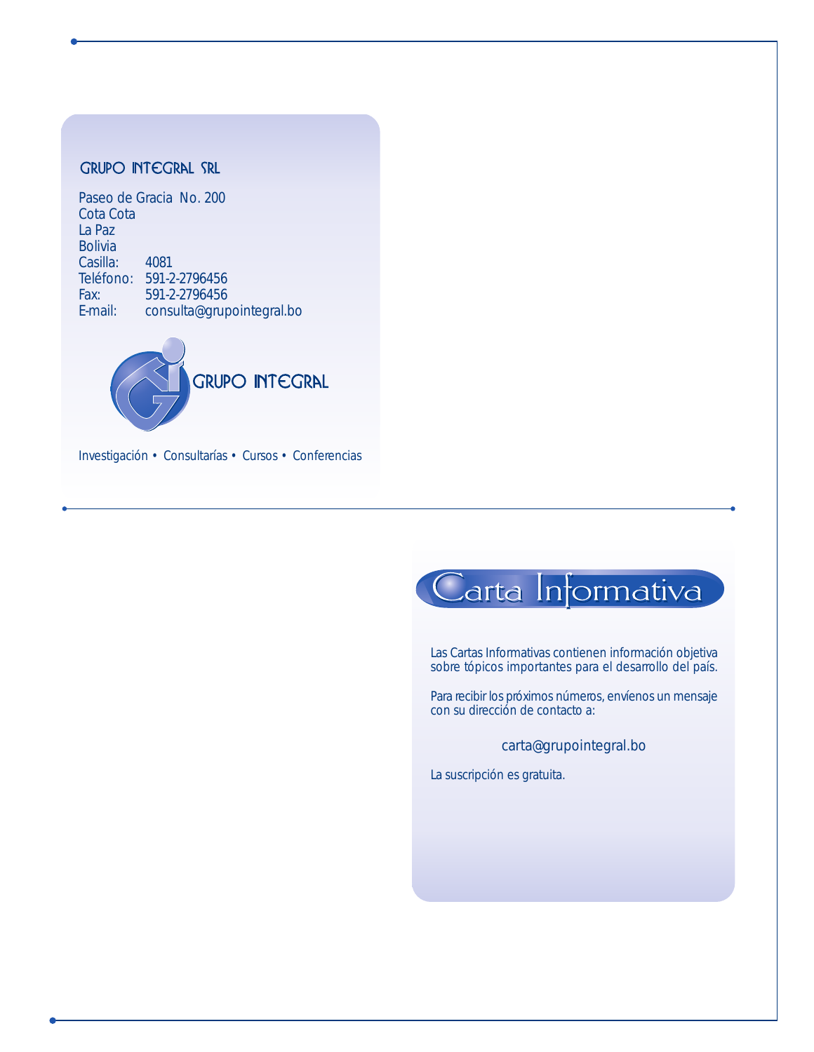## GRUPO INTEGRAL SRL

Paseo de Gracia No. 200
Cota Cota
La Paz
Bolivia

| | |
|---|---|
| Casilla: | 4081 |
| Teléfono: | 591-2-2796456 |
| Fax: | 591-2-2796456 |
| E-mail: | consulta@grupointegral.bo |

GRUPO INTEGRAL

Investigación • Consultarías • Cursos • Conferencias

## Carta Informativa

Las Cartas Informativas contienen información objetiva sobre tópicos importantes para el desarrollo del país.

Para recibir los próximos números, envíenos un mensaje con su dirección de contacto a:

carta@grupointegral.bo

La suscripción es gratuita.